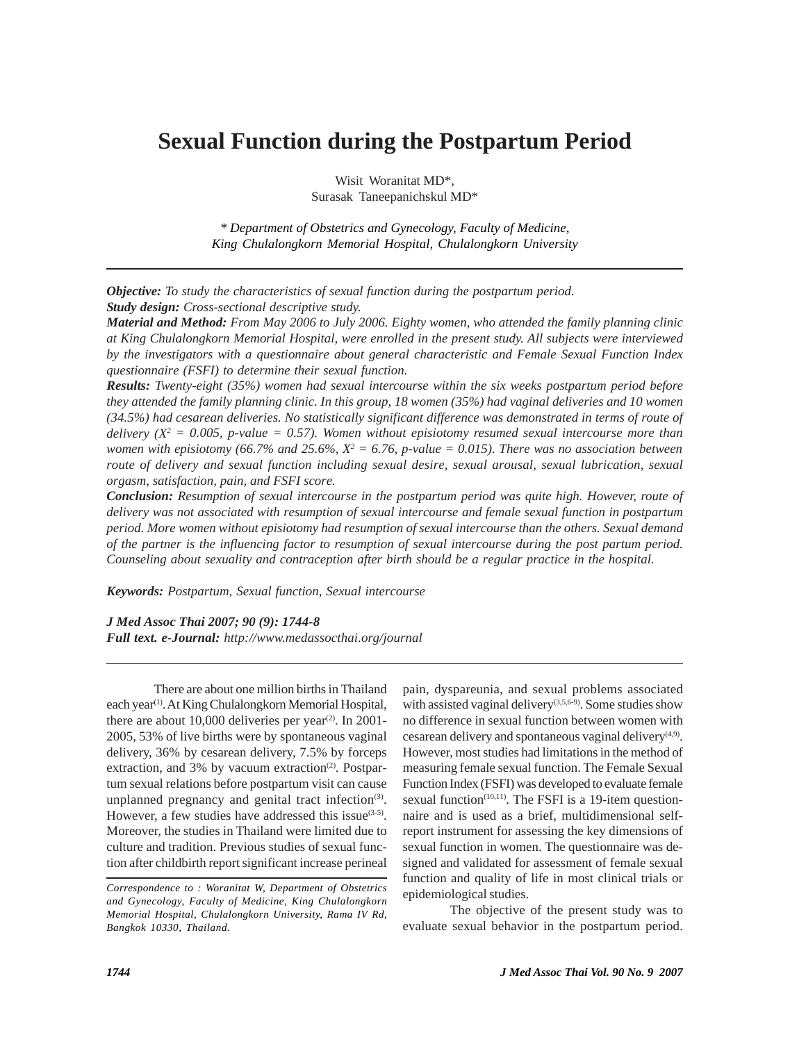# Sexual Function during the Postpartum Period

Wisit Woranitat MD*,
Surasak Taneepanichskul MD*

*\* Department of Obstetrics and Gynecology, Faculty of Medicine, King Chulalongkorn Memorial Hospital, Chulalongkorn University*

***Objective:*** *To study the characteristics of sexual function during the postpartum period.*
***Study design:*** *Cross-sectional descriptive study.*
***Material and Method:*** *From May 2006 to July 2006. Eighty women, who attended the family planning clinic at King Chulalongkorn Memorial Hospital, were enrolled in the present study. All subjects were interviewed by the investigators with a questionnaire about general characteristic and Female Sexual Function Index questionnaire (FSFI) to determine their sexual function.*
***Results:*** *Twenty-eight (35%) women had sexual intercourse within the six weeks postpartum period before they attended the family planning clinic. In this group, 18 women (35%) had vaginal deliveries and 10 women (34.5%) had cesarean deliveries. No statistically significant difference was demonstrated in terms of route of delivery ($X^2$ = 0.005, p-value = 0.57). Women without episiotomy resumed sexual intercourse more than women with episiotomy (66.7% and 25.6%, $X^2$ = 6.76, p-value = 0.015). There was no association between route of delivery and sexual function including sexual desire, sexual arousal, sexual lubrication, sexual orgasm, satisfaction, pain, and FSFI score.*
***Conclusion:*** *Resumption of sexual intercourse in the postpartum period was quite high. However, route of delivery was not associated with resumption of sexual intercourse and female sexual function in postpartum period. More women without episiotomy had resumption of sexual intercourse than the others. Sexual demand of the partner is the influencing factor to resumption of sexual intercourse during the post partum period. Counseling about sexuality and contraception after birth should be a regular practice in the hospital.*

***Keywords:*** *Postpartum, Sexual function, Sexual intercourse*

***J Med Assoc Thai 2007; 90 (9): 1744-8***
***Full text. e-Journal:*** *http://www.medassocthai.org/journal*

There are about one million births in Thailand each year[1]. At King Chulalongkorn Memorial Hospital, there are about 10,000 deliveries per year[2]. In 2001-2005, 53% of live births were by spontaneous vaginal delivery, 36% by cesarean delivery, 7.5% by forceps extraction, and 3% by vacuum extraction[2]. Postpartum sexual relations before postpartum visit can cause unplanned pregnancy and genital tract infection[3]. However, a few studies have addressed this issue[3-5]. Moreover, the studies in Thailand were limited due to culture and tradition. Previous studies of sexual function after childbirth report significant increase perineal pain, dyspareunia, and sexual problems associated with assisted vaginal delivery[3,5,6-9]. Some studies show no difference in sexual function between women with cesarean delivery and spontaneous vaginal delivery[4,9]. However, most studies had limitations in the method of measuring female sexual function. The Female Sexual Function Index (FSFI) was developed to evaluate female sexual function[10,11]. The FSFI is a 19-item questionnaire and is used as a brief, multidimensional self-report instrument for assessing the key dimensions of sexual function in women. The questionnaire was designed and validated for assessment of female sexual function and quality of life in most clinical trials or epidemiological studies.

The objective of the present study was to evaluate sexual behavior in the postpartum period.

*Correspondence to : Woranitat W, Department of Obstetrics and Gynecology, Faculty of Medicine, King Chulalongkorn Memorial Hospital, Chulalongkorn University, Rama IV Rd, Bangkok 10330, Thailand.*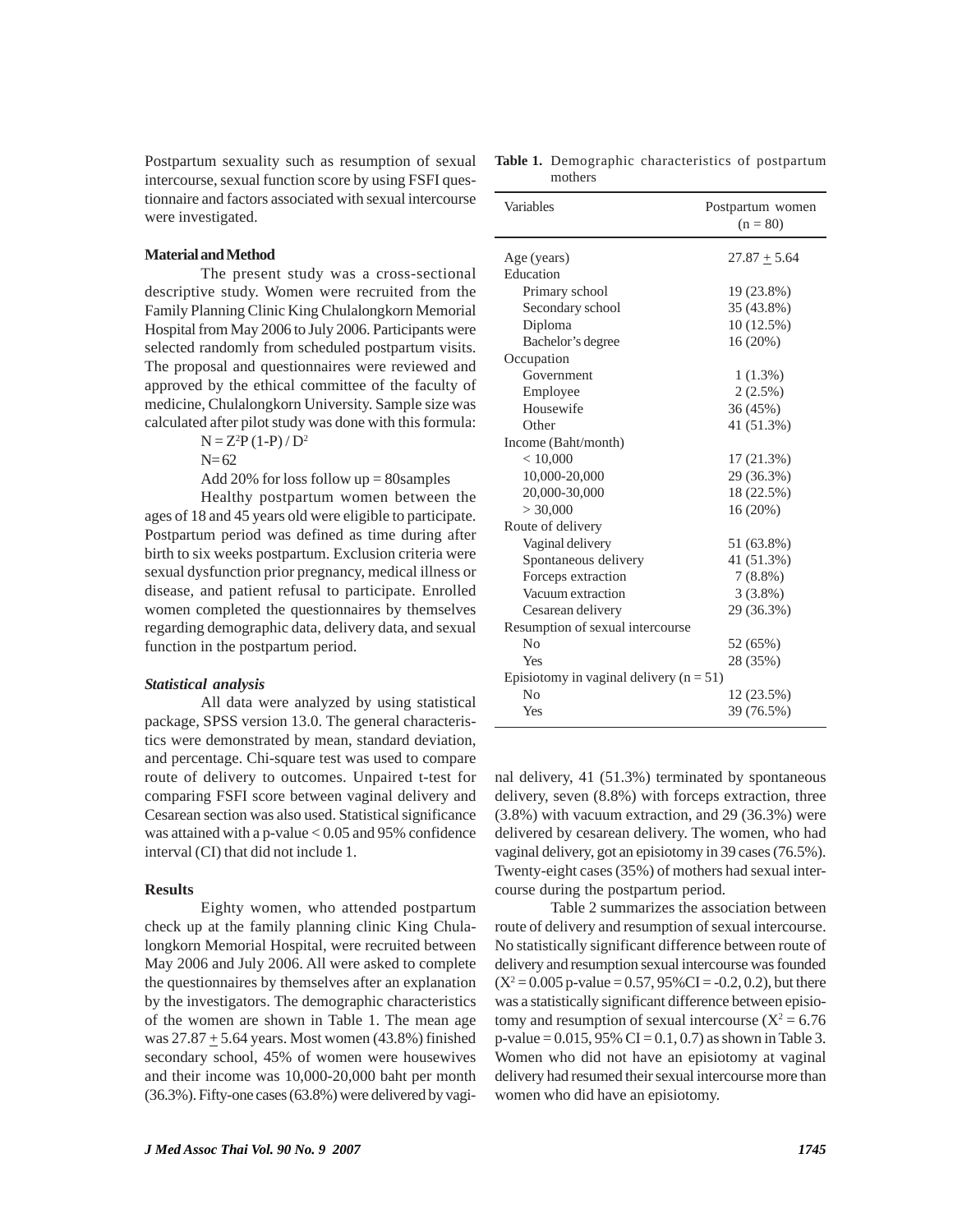Postpartum sexuality such as resumption of sexual intercourse, sexual function score by using FSFI questionnaire and factors associated with sexual intercourse were investigated.

## Material and Method

The present study was a cross-sectional descriptive study. Women were recruited from the Family Planning Clinic King Chulalongkorn Memorial Hospital from May 2006 to July 2006. Participants were selected randomly from scheduled postpartum visits. The proposal and questionnaires were reviewed and approved by the ethical committee of the faculty of medicine, Chulalongkorn University. Sample size was calculated after pilot study was done with this formula:

$N = Z^2P(1-P) / D^2$

N= 62

Add 20% for loss follow up = 80samples

Healthy postpartum women between the ages of 18 and 45 years old were eligible to participate. Postpartum period was defined as time during after birth to six weeks postpartum. Exclusion criteria were sexual dysfunction prior pregnancy, medical illness or disease, and patient refusal to participate. Enrolled women completed the questionnaires by themselves regarding demographic data, delivery data, and sexual function in the postpartum period.

### *Statistical analysis*

All data were analyzed by using statistical package, SPSS version 13.0. The general characteristics were demonstrated by mean, standard deviation, and percentage. Chi-square test was used to compare route of delivery to outcomes. Unpaired t-test for comparing FSFI score between vaginal delivery and Cesarean section was also used. Statistical significance was attained with a p-value < 0.05 and 95% confidence interval (CI) that did not include 1.

## Results

Eighty women, who attended postpartum check up at the family planning clinic King Chulalongkorn Memorial Hospital, were recruited between May 2006 and July 2006. All were asked to complete the questionnaires by themselves after an explanation by the investigators. The demographic characteristics of the women are shown in Table 1. The mean age was 27.87 ± 5.64 years. Most women (43.8%) finished secondary school, 45% of women were housewives and their income was 10,000-20,000 baht per month (36.3%). Fifty-one cases (63.8%) were delivered by vaginal delivery, 41 (51.3%) terminated by spontaneous delivery, seven (8.8%) with forceps extraction, three (3.8%) with vacuum extraction, and 29 (36.3%) were delivered by cesarean delivery. The women, who had vaginal delivery, got an episiotomy in 39 cases (76.5%). Twenty-eight cases (35%) of mothers had sexual intercourse during the postpartum period.

**Table 1.** Demographic characteristics of postpartum mothers

| Variables | Postpartum women (n = 80) |
|---|---|
| Age (years) | 27.87 ± 5.64 |
| Education | |
| Primary school | 19 (23.8%) |
| Secondary school | 35 (43.8%) |
| Diploma | 10 (12.5%) |
| Bachelor's degree | 16 (20%) |
| Occupation | |
| Government | 1 (1.3%) |
| Employee | 2 (2.5%) |
| Housewife | 36 (45%) |
| Other | 41 (51.3%) |
| Income (Baht/month) | |
| < 10,000 | 17 (21.3%) |
| 10,000-20,000 | 29 (36.3%) |
| 20,000-30,000 | 18 (22.5%) |
| > 30,000 | 16 (20%) |
| Route of delivery | |
| Vaginal delivery | 51 (63.8%) |
| Spontaneous delivery | 41 (51.3%) |
| Forceps extraction | 7 (8.8%) |
| Vacuum extraction | 3 (3.8%) |
| Cesarean delivery | 29 (36.3%) |
| Resumption of sexual intercourse | |
| No | 52 (65%) |
| Yes | 28 (35%) |
| Episiotomy in vaginal delivery (n = 51) | |
| No | 12 (23.5%) |
| Yes | 39 (76.5%) |

Table 2 summarizes the association between route of delivery and resumption of sexual intercourse. No statistically significant difference between route of delivery and resumption sexual intercourse was founded ($X^2 = 0.005$ p-value = 0.57, 95%CI = -0.2, 0.2), but there was a statistically significant difference between episiotomy and resumption of sexual intercourse ($X^2 = 6.76$ p-value = 0.015, 95% CI = 0.1, 0.7) as shown in Table 3. Women who did not have an episiotomy at vaginal delivery had resumed their sexual intercourse more than women who did have an episiotomy.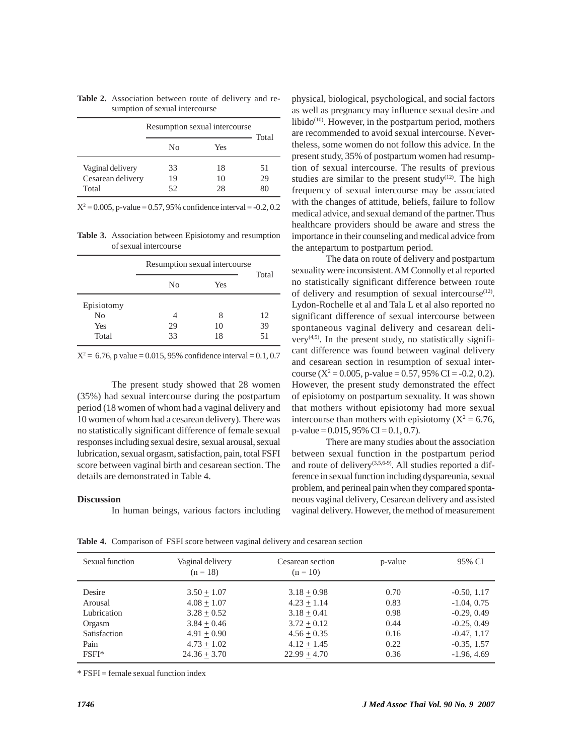**Table 2.** Association between route of delivery and resumption of sexual intercourse

| | Resumption sexual intercourse | | Total |
|---|---|---|---|
| | No | Yes | |
| Vaginal delivery | 33 | 18 | 51 |
| Cesarean delivery | 19 | 10 | 29 |
| Total | 52 | 28 | 80 |

$X^2 = 0.005$, p-value = 0.57, 95% confidence interval = -0.2, 0.2

**Table 3.** Association between Episiotomy and resumption of sexual intercourse

| | Resumption sexual intercourse | | Total |
|---|---|---|---|
| | No | Yes | |
| Episiotomy | | | |
| No | 4 | 8 | 12 |
| Yes | 29 | 10 | 39 |
| Total | 33 | 18 | 51 |

$X^2 = 6.76$, p value = 0.015, 95% confidence interval = 0.1, 0.7

The present study showed that 28 women (35%) had sexual intercourse during the postpartum period (18 women of whom had a vaginal delivery and 10 women of whom had a cesarean delivery). There was no statistically significant difference of female sexual responses including sexual desire, sexual arousal, sexual lubrication, sexual orgasm, satisfaction, pain, total FSFI score between vaginal birth and cesarean section. The details are demonstrated in Table 4.

## Discussion

In human beings, various factors including physical, biological, psychological, and social factors as well as pregnancy may influence sexual desire and libido[10]. However, in the postpartum period, mothers are recommended to avoid sexual intercourse. Nevertheless, some women do not follow this advice. In the present study, 35% of postpartum women had resumption of sexual intercourse. The results of previous studies are similar to the present study[12]. The high frequency of sexual intercourse may be associated with the changes of attitude, beliefs, failure to follow medical advice, and sexual demand of the partner. Thus healthcare providers should be aware and stress the importance in their counseling and medical advice from the antepartum to postpartum period.

The data on route of delivery and postpartum sexuality were inconsistent. AM Connolly et al reported no statistically significant difference between route of delivery and resumption of sexual intercourse[12]. Lydon-Rochelle et al and Tala L et al also reported no significant difference of sexual intercourse between spontaneous vaginal delivery and cesarean delivery[4,9]. In the present study, no statistically significant difference was found between vaginal delivery and cesarean section in resumption of sexual intercourse ($X^2 = 0.005$, p-value = 0.57, 95% CI = -0.2, 0.2). However, the present study demonstrated the effect of episiotomy on postpartum sexuality. It was shown that mothers without episiotomy had more sexual intercourse than mothers with episiotomy ($X^2 = 6.76$, p-value = 0.015, 95% CI = 0.1, 0.7).

There are many studies about the association between sexual function in the postpartum period and route of delivery[3,5,6-9]. All studies reported a difference in sexual function including dyspareunia, sexual problem, and perineal pain when they compared spontaneous vaginal delivery, Cesarean delivery and assisted vaginal delivery. However, the method of measurement

**Table 4.** Comparison of FSFI score between vaginal delivery and cesarean section

| Sexual function | Vaginal delivery (n = 18) | Cesarean section (n = 10) | p-value | 95% CI |
|---|---|---|---|---|
| Desire | 3.50 $\pm$ 1.07 | 3.18 $\pm$ 0.98 | 0.70 | -0.50, 1.17 |
| Arousal | 4.08 $\pm$ 1.07 | 4.23 $\pm$ 1.14 | 0.83 | -1.04, 0.75 |
| Lubrication | 3.28 $\pm$ 0.52 | 3.18 $\pm$ 0.41 | 0.98 | -0.29, 0.49 |
| Orgasm | 3.84 $\pm$ 0.46 | 3.72 $\pm$ 0.12 | 0.44 | -0.25, 0.49 |
| Satisfaction | 4.91 $\pm$ 0.90 | 4.56 $\pm$ 0.35 | 0.16 | -0.47, 1.17 |
| Pain | 4.73 $\pm$ 1.02 | 4.12 $\pm$ 1.45 | 0.22 | -0.35, 1.57 |
| FSFI* | 24.36 $\pm$ 3.70 | 22.99 $\pm$ 4.70 | 0.36 | -1.96, 4.69 |

* FSFI = female sexual function index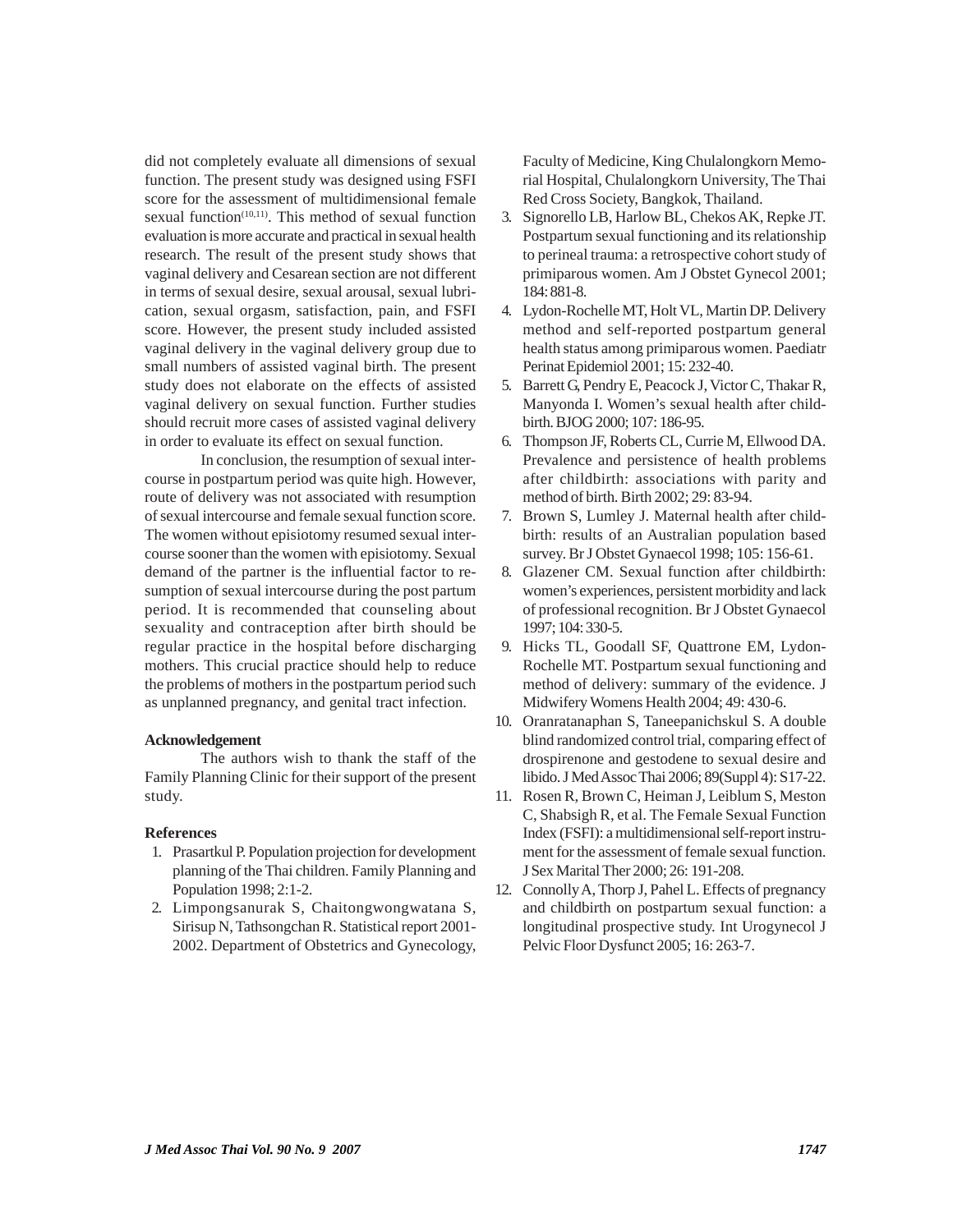did not completely evaluate all dimensions of sexual function. The present study was designed using FSFI score for the assessment of multidimensional female sexual function[10,11]. This method of sexual function evaluation is more accurate and practical in sexual health research. The result of the present study shows that vaginal delivery and Cesarean section are not different in terms of sexual desire, sexual arousal, sexual lubrication, sexual orgasm, satisfaction, pain, and FSFI score. However, the present study included assisted vaginal delivery in the vaginal delivery group due to small numbers of assisted vaginal birth. The present study does not elaborate on the effects of assisted vaginal delivery on sexual function. Further studies should recruit more cases of assisted vaginal delivery in order to evaluate its effect on sexual function.

In conclusion, the resumption of sexual intercourse in postpartum period was quite high. However, route of delivery was not associated with resumption of sexual intercourse and female sexual function score. The women without episiotomy resumed sexual intercourse sooner than the women with episiotomy. Sexual demand of the partner is the influential factor to resumption of sexual intercourse during the post partum period. It is recommended that counseling about sexuality and contraception after birth should be regular practice in the hospital before discharging mothers. This crucial practice should help to reduce the problems of mothers in the postpartum period such as unplanned pregnancy, and genital tract infection.

**Acknowledgement**

The authors wish to thank the staff of the Family Planning Clinic for their support of the present study.

**References**

1. Prasartkul P. Population projection for development planning of the Thai children. Family Planning and Population 1998; 2:1-2.
2. Limpongsanurak S, Chaitongwongwatana S, Sirisup N, Tathsongchan R. Statistical report 2001-2002. Department of Obstetrics and Gynecology, Faculty of Medicine, King Chulalongkorn Memorial Hospital, Chulalongkorn University, The Thai Red Cross Society, Bangkok, Thailand.
3. Signorello LB, Harlow BL, Chekos AK, Repke JT. Postpartum sexual functioning and its relationship to perineal trauma: a retrospective cohort study of primiparous women. Am J Obstet Gynecol 2001; 184: 881-8.
4. Lydon-Rochelle MT, Holt VL, Martin DP. Delivery method and self-reported postpartum general health status among primiparous women. Paediatr Perinat Epidemiol 2001; 15: 232-40.
5. Barrett G, Pendry E, Peacock J, Victor C, Thakar R, Manyonda I. Women's sexual health after childbirth. BJOG 2000; 107: 186-95.
6. Thompson JF, Roberts CL, Currie M, Ellwood DA. Prevalence and persistence of health problems after childbirth: associations with parity and method of birth. Birth 2002; 29: 83-94.
7. Brown S, Lumley J. Maternal health after childbirth: results of an Australian population based survey. Br J Obstet Gynaecol 1998; 105: 156-61.
8. Glazener CM. Sexual function after childbirth: women's experiences, persistent morbidity and lack of professional recognition. Br J Obstet Gynaecol 1997; 104: 330-5.
9. Hicks TL, Goodall SF, Quattrone EM, Lydon-Rochelle MT. Postpartum sexual functioning and method of delivery: summary of the evidence. J Midwifery Womens Health 2004; 49: 430-6.
10. Oranratanaphan S, Taneepanichskul S. A double blind randomized control trial, comparing effect of drospirenone and gestodene to sexual desire and libido. J Med Assoc Thai 2006; 89(Suppl 4): S17-22.
11. Rosen R, Brown C, Heiman J, Leiblum S, Meston C, Shabsigh R, et al. The Female Sexual Function Index (FSFI): a multidimensional self-report instrument for the assessment of female sexual function. J Sex Marital Ther 2000; 26: 191-208.
12. Connolly A, Thorp J, Pahel L. Effects of pregnancy and childbirth on postpartum sexual function: a longitudinal prospective study. Int Urogynecol J Pelvic Floor Dysfunct 2005; 16: 263-7.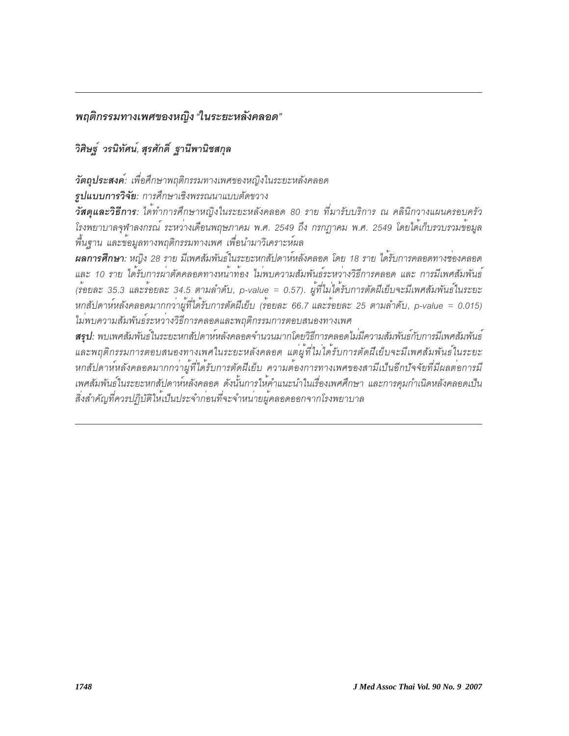## *พฤติกรรมทางเพศของหญิง "ในระยะหลังคลอด"*

***วิศิษฐ์ วรนิทัศน์, สุรศักดิ์ ฐานีพานิชสกุล***

***วัตถุประสงค์***: *เพื่อศึกษาพฤติกรรมทางเพศของหญิงในระยะหลังคลอด*

***รูปแบบการวิจัย***: *การศึกษาเชิงพรรณนาแบบตัดขวาง*

***วัสดุและวิธีการ***: *ได้ทำการศึกษาหญิงในระยะหลังคลอด 80 ราย ที่มารับบริการ ณ คลินิกวางแผนครอบครัว โรงพยาบาลจุฬาลงกรณ์ ระหว่างเดือนพฤษภาคม พ.ศ. 2549 ถึง กรกฎาคม พ.ศ. 2549 โดยได้เก็บรวบรวมข้อมูลพื้นฐาน และข้อมูลทางพฤติกรรมทางเพศ เพื่อนำมาวิเคราะห์ผล*

***ผลการศึกษา***: *หญิง 28 ราย มีเพศสัมพันธ์ในระยะหกสัปดาห์หลังคลอด โดย 18 ราย ได้รับการคลอดทางช่องคลอด และ 10 ราย ได้รับการผ่าตัดคลอดทางหน้าท้อง ไม่พบความสัมพันธ์ระหว่างวิธีการคลอด และ การมีเพศสัมพันธ์ (ร้อยละ 35.3 และร้อยละ 34.5 ตามลำดับ, p-value = 0.57). ผู้ที่ไม่ได้รับการตัดฝีเย็บจะมีเพศสัมพันธ์ในระยะหกสัปดาห์หลังคลอดมากกว่าผู้ที่ได้รับการตัดฝีเย็บ (ร้อยละ 66.7 และร้อยละ 25 ตามลำดับ, p-value = 0.015) ไม่พบความสัมพันธ์ระหว่างวิธีการคลอดและพฤติกรรมการตอบสนองทางเพศ*

***สรุป***: *พบเพศสัมพันธ์ในระยะหกสัปดาห์หลังคลอดจำนวนมากโดยวิธีการคลอดไม่มีความสัมพันธ์กับการมีเพศสัมพันธ์และพฤติกรรมการตอบสนองทางเพศในระยะหลังคลอด แต่ผู้ที่ไม่ได้รับการตัดฝีเย็บจะมีเพศสัมพันธ์ในระยะหกสัปดาห์หลังคลอดมากกว่าผู้ที่ได้รับการตัดฝีเย็บ ความต้องการทางเพศของสามีเป็นอีกปัจจัยที่มีผลต่อการมีเพศสัมพันธ์ในระยะหกสัปดาห์หลังคลอด ดังนั้นการให้คำแนะนำในเรื่องเพศศึกษา และการคุมกำเนิดหลังคลอดเป็นสิ่งสำคัญที่ควรปฏิบัติให้เป็นประจำก่อนที่จะจำหน่ายผู้คลอดออกจากโรงพยาบาล*